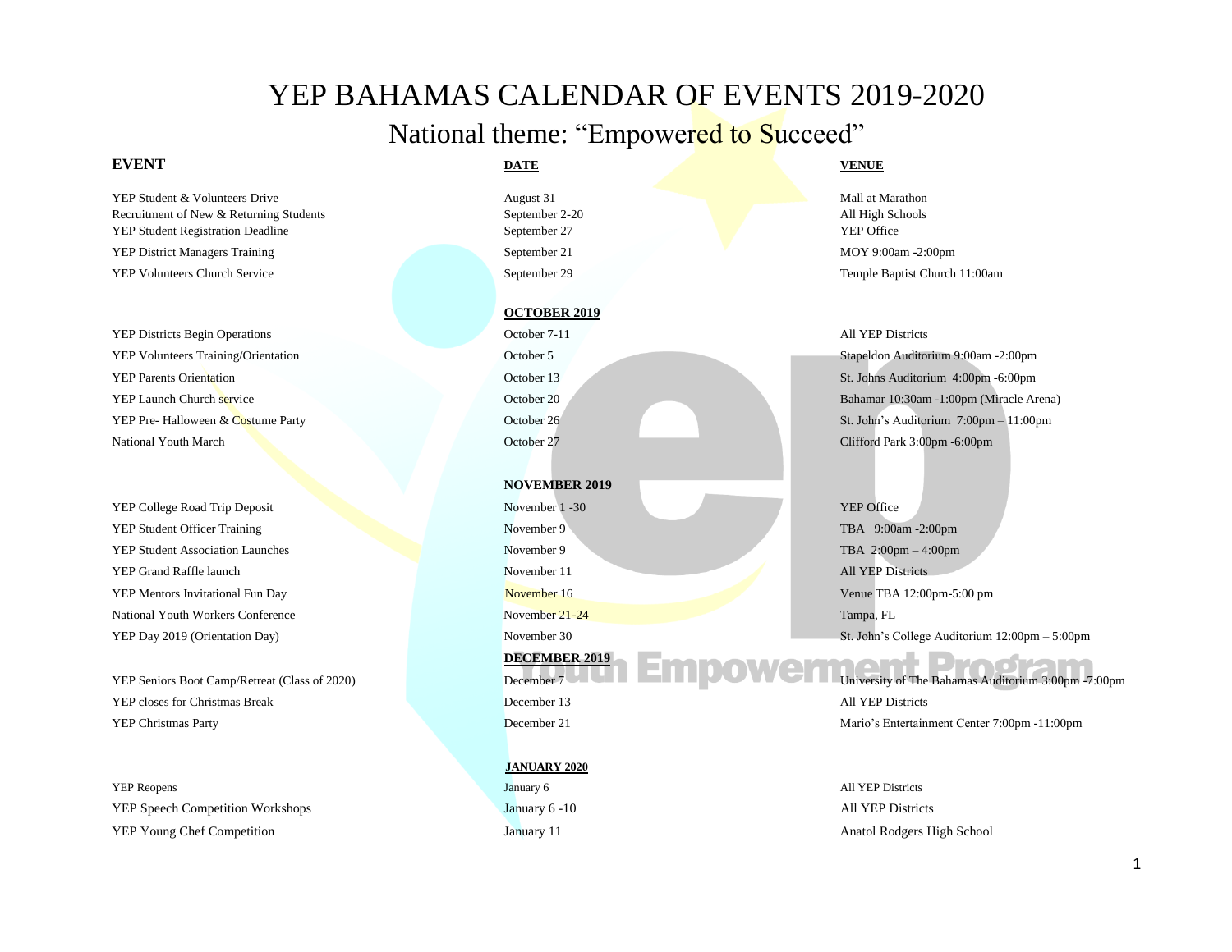# YEP BAHAMAS CALENDAR OF EVENTS 2019-2020

## National theme: "Empowered to Succeed"

| EVENT | DATE | VENUE |
|---|---|---|
| YEP Student & Volunteers Drive | August 31 | Mall at Marathon |
| Recruitment of New & Returning Students | September 2-20 | All High Schools |
| YEP Student Registration Deadline | September 27 | YEP Office |
| YEP District Managers Training | September 21 | MOY 9:00am -2:00pm |
| YEP Volunteers Church Service | September 29 | Temple Baptist Church 11:00am |
| | **OCTOBER 2019** | |
| YEP Districts Begin Operations | October 7-11 | All YEP Districts |
| YEP Volunteers Training/Orientation | October 5 | Stapeldon Auditorium 9:00am -2:00pm |
| YEP Parents Orientation | October 13 | St. Johns Auditorium 4:00pm -6:00pm |
| YEP Launch Church service | October 20 | Bahamar 10:30am -1:00pm (Miracle Arena) |
| YEP Pre- Halloween & Costume Party | October 26 | St. John's Auditorium 7:00pm – 11:00pm |
| National Youth March | October 27 | Clifford Park 3:00pm -6:00pm |
| | **NOVEMBER 2019** | |
| YEP College Road Trip Deposit | November 1 -30 | YEP Office |
| YEP Student Officer Training | November 9 | TBA 9:00am -2:00pm |
| YEP Student Association Launches | November 9 | TBA 2:00pm – 4:00pm |
| YEP Grand Raffle launch | November 11 | All YEP Districts |
| YEP Mentors Invitational Fun Day | November 16 | Venue TBA 12:00pm-5:00 pm |
| National Youth Workers Conference | November 21-24 | Tampa, FL |
| YEP Day 2019 (Orientation Day) | November 30 | St. John's College Auditorium 12:00pm – 5:00pm |
| | **DECEMBER 2019** | |
| YEP Seniors Boot Camp/Retreat (Class of 2020) | December 7 | University of The Bahamas Auditorium 3:00pm -7:00pm |
| YEP closes for Christmas Break | December 13 | All YEP Districts |
| YEP Christmas Party | December 21 | Mario's Entertainment Center 7:00pm -11:00pm |
| | **JANUARY 2020** | |
| YEP Reopens | January 6 | All YEP Districts |
| YEP Speech Competition Workshops | January 6 -10 | All YEP Districts |
| YEP Young Chef Competition | January 11 | Anatol Rodgers High School |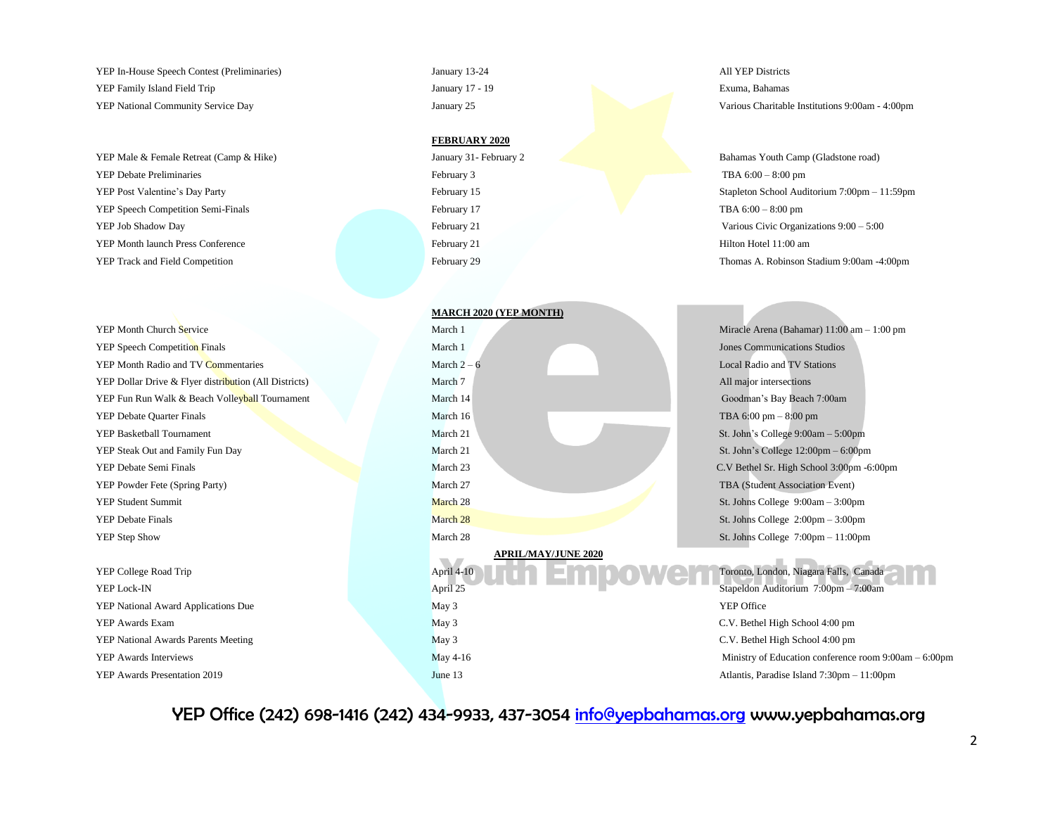| | | |
|---|---|---|
| YEP In-House Speech Contest (Preliminaries) | January 13-24 | All YEP Districts |
| YEP Family Island Field Trip | January 17 - 19 | Exuma, Bahamas |
| YEP National Community Service Day | January 25 | Various Charitable Institutions 9:00am - 4:00pm |

**FEBRUARY 2020**

| | | |
|---|---|---|
| YEP Male & Female Retreat (Camp & Hike) | January 31- February 2 | Bahamas Youth Camp (Gladstone road) |
| YEP Debate Preliminaries | February 3 | TBA 6:00 – 8:00 pm |
| YEP Post Valentine's Day Party | February 15 | Stapleton School Auditorium 7:00pm – 11:59pm |
| YEP Speech Competition Semi-Finals | February 17 | TBA 6:00 – 8:00 pm |
| YEP Job Shadow Day | February 21 | Various Civic Organizations 9:00 – 5:00 |
| YEP Month launch Press Conference | February 21 | Hilton Hotel 11:00 am |
| YEP Track and Field Competition | February 29 | Thomas A. Robinson Stadium 9:00am -4:00pm |

**MARCH 2020 (YEP MONTH)**

| | | |
|---|---|---|
| YEP Month Church Service | March 1 | Miracle Arena (Bahamar) 11:00 am – 1:00 pm |
| YEP Speech Competition Finals | March 1 | Jones Communications Studios |
| YEP Month Radio and TV Commentaries | March 2 – 6 | Local Radio and TV Stations |
| YEP Dollar Drive & Flyer distribution (All Districts) | March 7 | All major intersections |
| YEP Fun Run Walk & Beach Volleyball Tournament | March 14 | Goodman's Bay Beach 7:00am |
| YEP Debate Quarter Finals | March 16 | TBA 6:00 pm – 8:00 pm |
| YEP Basketball Tournament | March 21 | St. John's College 9:00am – 5:00pm |
| YEP Steak Out and Family Fun Day | March 21 | St. John's College 12:00pm – 6:00pm |
| YEP Debate Semi Finals | March 23 | C.V Bethel Sr. High School 3:00pm -6:00pm |
| YEP Powder Fete (Spring Party) | March 27 | TBA (Student Association Event) |
| YEP Student Summit | March 28 | St. Johns College 9:00am – 3:00pm |
| YEP Debate Finals | March 28 | St. Johns College 2:00pm – 3:00pm |
| YEP Step Show | March 28 | St. Johns College 7:00pm – 11:00pm |

**APRIL/MAY/JUNE 2020**

| | | |
|---|---|---|
| YEP College Road Trip | April 4-10 | Toronto, London, Niagara Falls, Canada |
| YEP Lock-IN | April 25 | Stapeldon Auditorium 7:00pm – 7:00am |
| YEP National Award Applications Due | May 3 | YEP Office |
| YEP Awards Exam | May 3 | C.V. Bethel High School 4:00 pm |
| YEP National Awards Parents Meeting | May 3 | C.V. Bethel High School 4:00 pm |
| YEP Awards Interviews | May 4-16 | Ministry of Education conference room 9:00am – 6:00pm |
| YEP Awards Presentation 2019 | June 13 | Atlantis, Paradise Island 7:30pm – 11:00pm |

YEP Office (242) 698-1416 (242) 434-9933, 437-3054 info@yepbahamas.org www.yepbahamas.org